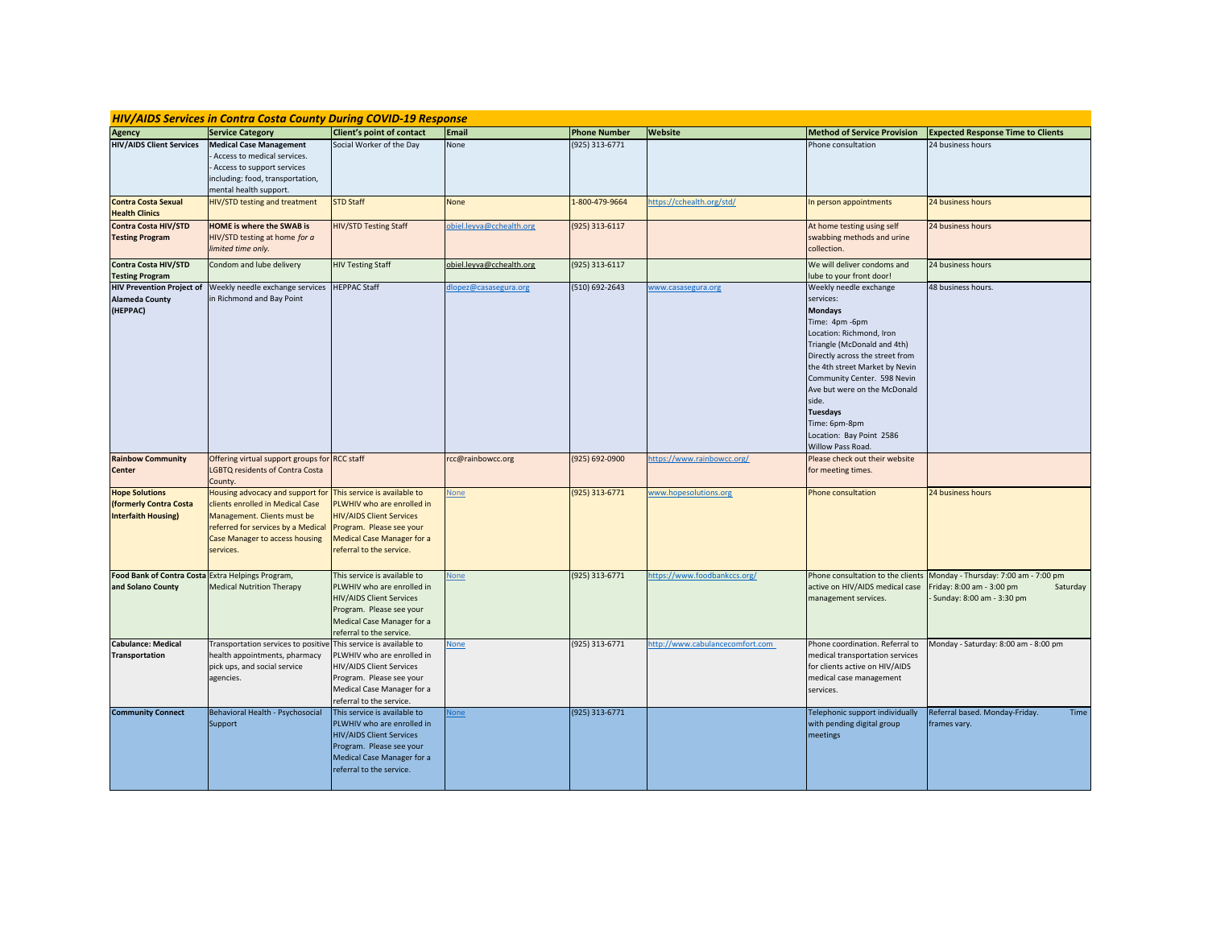## *HIV/AIDS Services in Contra Costa County During COVID-19 Response*

| Agency | Service Category | Client's point of contact | Email | Phone Number | Website | Method of Service Provision | Expected Response Time to Clients |
|---|---|---|---|---|---|---|---|
| **HIV/AIDS Client Services** | **Medical Case Management**<br>- Access to medical services.<br>- Access to support services including: food, transportation, mental health support. | Social Worker of the Day | None | (925) 313-6771 | | Phone consultation | 24 business hours |
| **Contra Costa Sexual Health Clinics** | HIV/STD testing and treatment | STD Staff | None | 1-800-479-9664 | https://cchealth.org/std/ | In person appointments | 24 business hours |
| **Contra Costa HIV/STD Testing Program** | **HOME is where the SWAB is** HIV/STD testing at home *for a limited time only.* | HIV/STD Testing Staff | obiel.leyva@cchealth.org | (925) 313-6117 | | At home testing using self swabbing methods and urine collection. | 24 business hours |
| **Contra Costa HIV/STD Testing Program** | Condom and lube delivery | HIV Testing Staff | obiel.leyva@cchealth.org | (925) 313-6117 | | We will deliver condoms and lube to your front door! | 24 business hours |
| **HIV Prevention Project of Alameda County (HEPPAC)** | Weekly needle exchange services in Richmond and Bay Point | HEPPAC Staff | dlopez@casasegura.org | (510) 692-2643 | www.casasegura.org | Weekly needle exchange services:<br>**Mondays**<br>Time: 4pm -6pm<br>Location: Richmond, Iron Triangle (McDonald and 4th) Directly across the street from the 4th street Market by Nevin Community Center. 598 Nevin Ave but were on the McDonald side.<br>**Tuesdays**<br>Time: 6pm-8pm<br>Location: Bay Point 2586 Willow Pass Road. | 48 business hours. |
| **Rainbow Community Center** | Offering virtual support groups for LGBTQ residents of Contra Costa County. | RCC staff | rcc@rainbowcc.org | (925) 692-0900 | https://www.rainbowcc.org/ | Please check out their website for meeting times. | |
| **Hope Solutions (formerly Contra Costa Interfaith Housing)** | Housing advocacy and support for clients enrolled in Medical Case Management. Clients must be referred for services by a Medical Case Manager to access housing services. | This service is available to PLWHIV who are enrolled in HIV/AIDS Client Services Program. Please see your Medical Case Manager for a referral to the service. | None | (925) 313-6771 | www.hopesolutions.org | Phone consultation | 24 business hours |
| **Food Bank of Contra Costa and Solano County** | Extra Helpings Program, Medical Nutrition Therapy | This service is available to PLWHIV who are enrolled in HIV/AIDS Client Services Program. Please see your Medical Case Manager for a referral to the service. | None | (925) 313-6771 | https://www.foodbankccs.org/ | Phone consultation to the clients active on HIV/AIDS medical case management services. | Monday - Thursday: 7:00 am - 7:00 pm Friday: 8:00 am - 3:00 pm Saturday - Sunday: 8:00 am - 3:30 pm |
| **Cabulance: Medical Transportation** | Transportation services to positive health appointments, pharmacy pick ups, and social service agencies. | This service is available to PLWHIV who are enrolled in HIV/AIDS Client Services Program. Please see your Medical Case Manager for a referral to the service. | None | (925) 313-6771 | http://www.cabulancecomfort.com | Phone coordination. Referral to medical transportation services for clients active on HIV/AIDS medical case management services. | Monday - Saturday: 8:00 am - 8:00 pm |
| **Community Connect** | Behavioral Health - Psychosocial Support | This service is available to PLWHIV who are enrolled in HIV/AIDS Client Services Program. Please see your Medical Case Manager for a referral to the service. | None | (925) 313-6771 | | Telephonic support individually with pending digital group meetings | Referral based. Monday-Friday. Time frames vary. |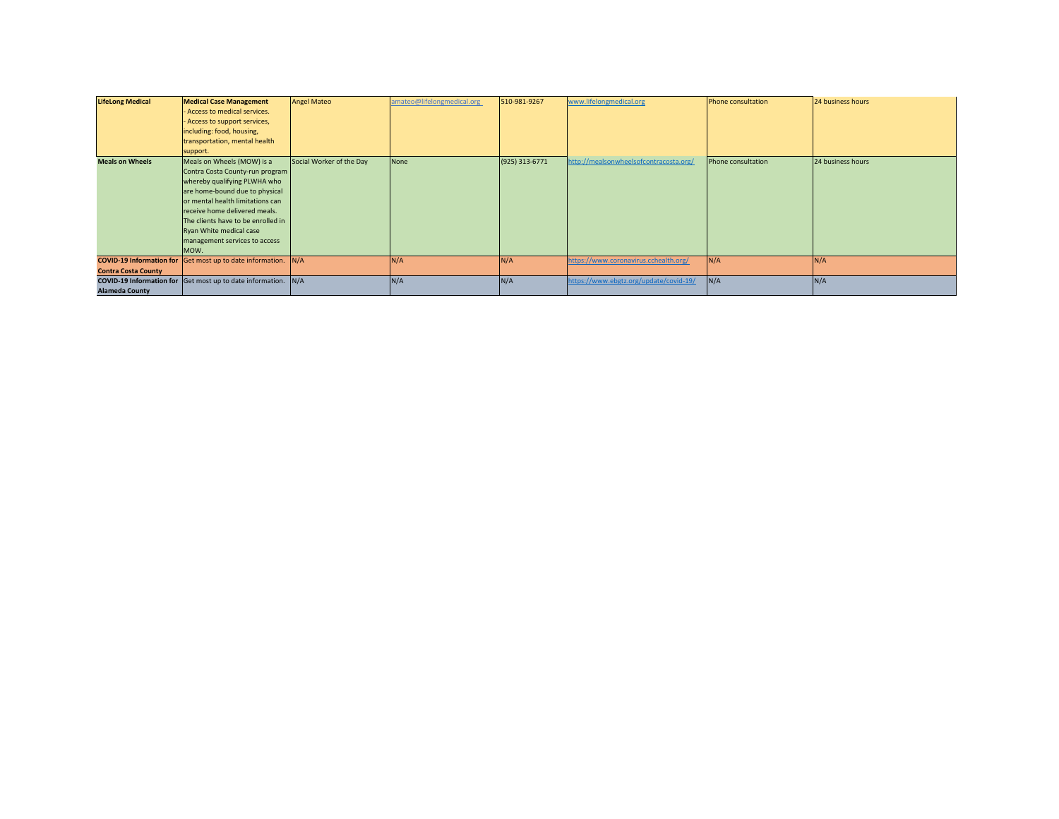| | | | | | | | |
|---|---|---|---|---|---|---|---|
| **LifeLong Medical** | **Medical Case Management**<br>- Access to medical services.<br>- Access to support services, including: food, housing, transportation, mental health support. | Angel Mateo | amateo@lifelongmedical.org | 510-981-9267 | www.lifelongmedical.org | Phone consultation | 24 business hours |
| **Meals on Wheels** | Meals on Wheels (MOW) is a Contra Costa County-run program whereby qualifying PLWHA who are home-bound due to physical or mental health limitations can receive home delivered meals. The clients have to be enrolled in Ryan White medical case management services to access MOW. | Social Worker of the Day | None | (925) 313-6771 | http://mealsonwheelsofcontracosta.org/ | Phone consultation | 24 business hours |
| **COVID-19 Information for Contra Costa County** | Get most up to date information. | N/A | N/A | N/A | https://www.coronavirus.cchealth.org/ | N/A | N/A |
| **COVID-19 Information for Alameda County** | Get most up to date information. | N/A | N/A | N/A | https://www.ebgtz.org/update/covid-19/ | N/A | N/A |